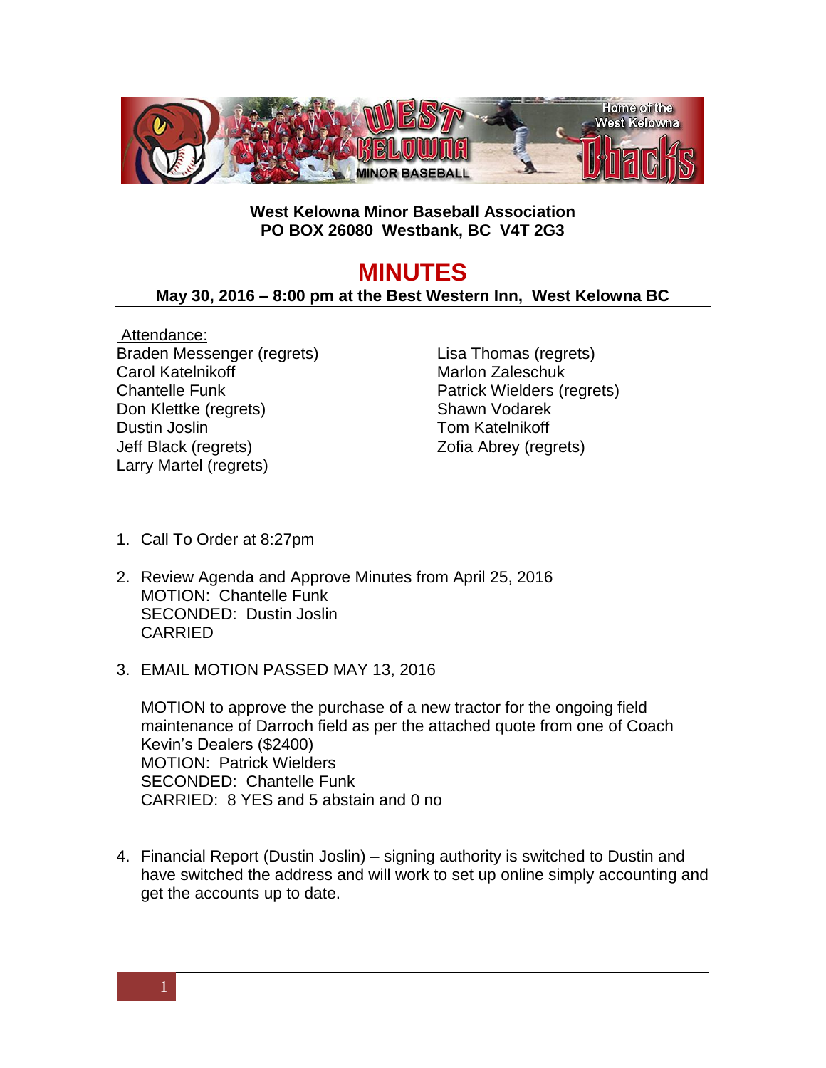**West Kelowna Minor Baseball Association**
**PO BOX 26080 Westbank, BC V4T 2G3**

# MINUTES

**May 30, 2016 – 8:00 pm at the Best Western Inn, West Kelowna BC**

Attendance:

Braden Messenger (regrets)
Carol Katelnikoff
Chantelle Funk
Don Klettke (regrets)
Dustin Joslin
Jeff Black (regrets)
Larry Martel (regrets)
Lisa Thomas (regrets)
Marlon Zaleschuk
Patrick Wielders (regrets)
Shawn Vodarek
Tom Katelnikoff
Zofia Abrey (regrets)

1. Call To Order at 8:27pm

2. Review Agenda and Approve Minutes from April 25, 2016
   MOTION: Chantelle Funk
   SECONDED: Dustin Joslin
   CARRIED

3. EMAIL MOTION PASSED MAY 13, 2016

   MOTION to approve the purchase of a new tractor for the ongoing field maintenance of Darroch field as per the attached quote from one of Coach Kevin's Dealers ($2400)
   MOTION: Patrick Wielders
   SECONDED: Chantelle Funk
   CARRIED: 8 YES and 5 abstain and 0 no

4. Financial Report (Dustin Joslin) – signing authority is switched to Dustin and have switched the address and will work to set up online simply accounting and get the accounts up to date.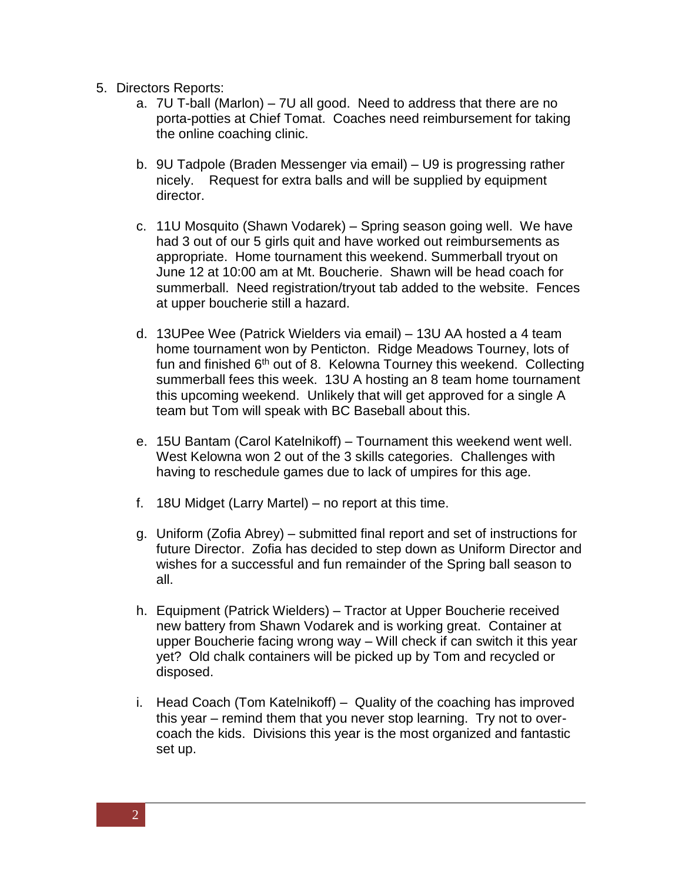5. Directors Reports:
   a. 7U T-ball (Marlon) – 7U all good. Need to address that there are no porta-potties at Chief Tomat. Coaches need reimbursement for taking the online coaching clinic.

   b. 9U Tadpole (Braden Messenger via email) – U9 is progressing rather nicely. Request for extra balls and will be supplied by equipment director.

   c. 11U Mosquito (Shawn Vodarek) – Spring season going well. We have had 3 out of our 5 girls quit and have worked out reimbursements as appropriate. Home tournament this weekend. Summerball tryout on June 12 at 10:00 am at Mt. Boucherie. Shawn will be head coach for summerball. Need registration/tryout tab added to the website. Fences at upper boucherie still a hazard.

   d. 13UPee Wee (Patrick Wielders via email) – 13U AA hosted a 4 team home tournament won by Penticton. Ridge Meadows Tourney, lots of fun and finished 6th out of 8. Kelowna Tourney this weekend. Collecting summerball fees this week. 13U A hosting an 8 team home tournament this upcoming weekend. Unlikely that will get approved for a single A team but Tom will speak with BC Baseball about this.

   e. 15U Bantam (Carol Katelnikoff) – Tournament this weekend went well. West Kelowna won 2 out of the 3 skills categories. Challenges with having to reschedule games due to lack of umpires for this age.

   f. 18U Midget (Larry Martel) – no report at this time.

   g. Uniform (Zofia Abrey) – submitted final report and set of instructions for future Director. Zofia has decided to step down as Uniform Director and wishes for a successful and fun remainder of the Spring ball season to all.

   h. Equipment (Patrick Wielders) – Tractor at Upper Boucherie received new battery from Shawn Vodarek and is working great. Container at upper Boucherie facing wrong way – Will check if can switch it this year yet? Old chalk containers will be picked up by Tom and recycled or disposed.

   i. Head Coach (Tom Katelnikoff) – Quality of the coaching has improved this year – remind them that you never stop learning. Try not to over-coach the kids. Divisions this year is the most organized and fantastic set up.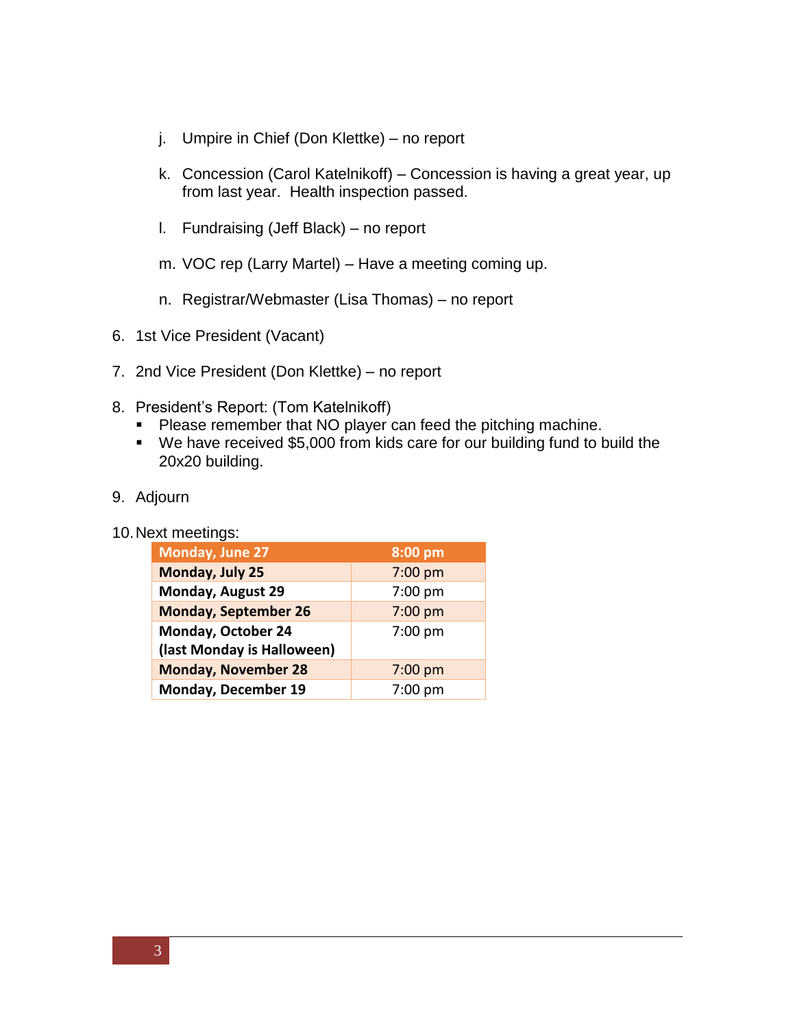j. Umpire in Chief (Don Klettke) – no report

k. Concession (Carol Katelnikoff) – Concession is having a great year, up from last year. Health inspection passed.

l. Fundraising (Jeff Black) – no report

m. VOC rep (Larry Martel) – Have a meeting coming up.

n. Registrar/Webmaster (Lisa Thomas) – no report

6. 1st Vice President (Vacant)

7. 2nd Vice President (Don Klettke) – no report

8. President's Report: (Tom Katelnikoff)
   - Please remember that NO player can feed the pitching machine.
   - We have received $5,000 from kids care for our building fund to build the 20x20 building.

9. Adjourn

10. Next meetings:

| **Monday, June 27** | **8:00 pm** |
|---|---|
| **Monday, July 25** | 7:00 pm |
| **Monday, August 29** | 7:00 pm |
| **Monday, September 26** | 7:00 pm |
| **Monday, October 24 (last Monday is Halloween)** | 7:00 pm |
| **Monday, November 28** | 7:00 pm |
| **Monday, December 19** | 7:00 pm |